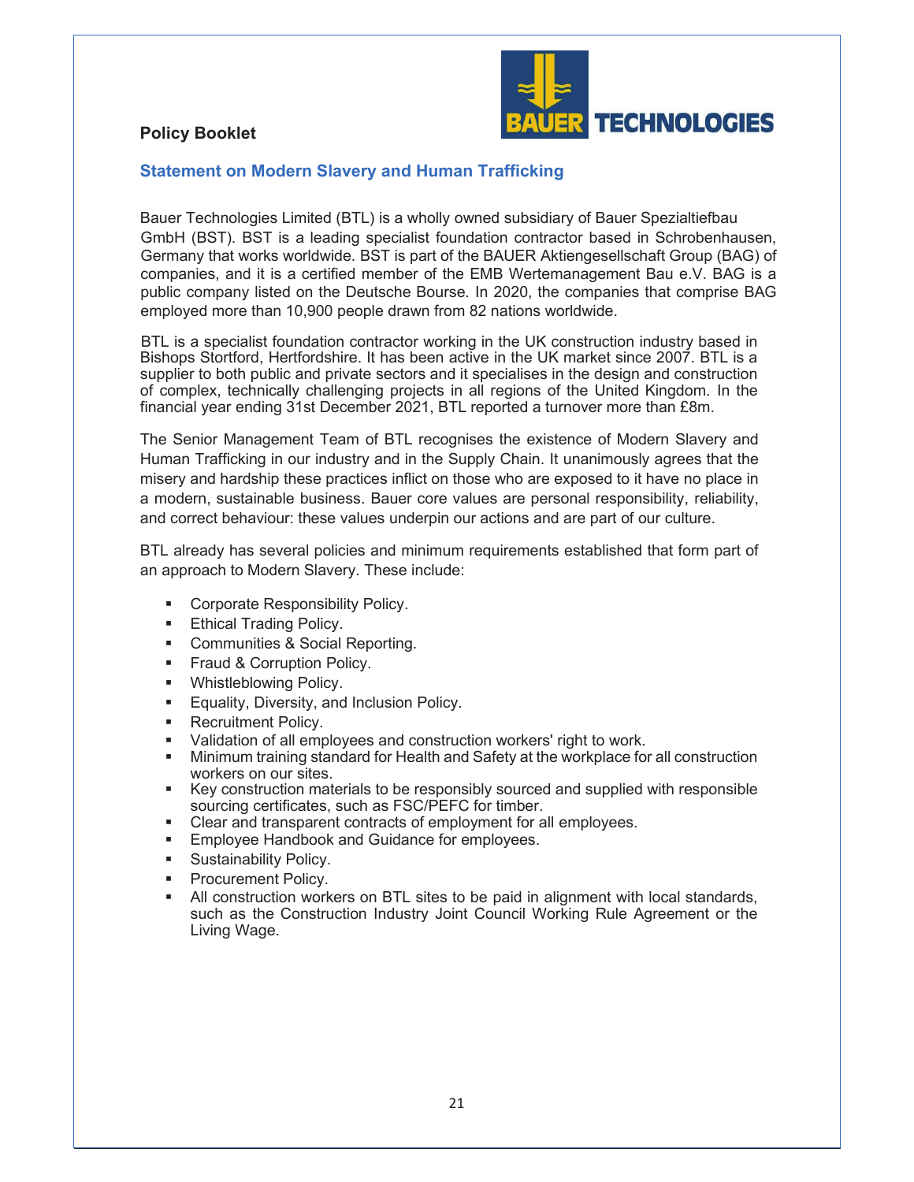**Policy Booklet**

BAUER TECHNOLOGIES

## Statement on Modern Slavery and Human Trafficking

Bauer Technologies Limited (BTL) is a wholly owned subsidiary of Bauer Spezialtiefbau GmbH (BST). BST is a leading specialist foundation contractor based in Schrobenhausen, Germany that works worldwide. BST is part of the BAUER Aktiengesellschaft Group (BAG) of companies, and it is a certified member of the EMB Wertemanagement Bau e.V. BAG is a public company listed on the Deutsche Bourse. In 2020, the companies that comprise BAG employed more than 10,900 people drawn from 82 nations worldwide.

BTL is a specialist foundation contractor working in the UK construction industry based in Bishops Stortford, Hertfordshire. It has been active in the UK market since 2007. BTL is a supplier to both public and private sectors and it specialises in the design and construction of complex, technically challenging projects in all regions of the United Kingdom. In the financial year ending 31st December 2021, BTL reported a turnover more than £8m.

The Senior Management Team of BTL recognises the existence of Modern Slavery and Human Trafficking in our industry and in the Supply Chain. It unanimously agrees that the misery and hardship these practices inflict on those who are exposed to it have no place in a modern, sustainable business. Bauer core values are personal responsibility, reliability, and correct behaviour: these values underpin our actions and are part of our culture.

BTL already has several policies and minimum requirements established that form part of an approach to Modern Slavery. These include:

- Corporate Responsibility Policy.
- Ethical Trading Policy.
- Communities & Social Reporting.
- Fraud & Corruption Policy.
- Whistleblowing Policy.
- Equality, Diversity, and Inclusion Policy.
- Recruitment Policy.
- Validation of all employees and construction workers' right to work.
- Minimum training standard for Health and Safety at the workplace for all construction workers on our sites.
- Key construction materials to be responsibly sourced and supplied with responsible sourcing certificates, such as FSC/PEFC for timber.
- Clear and transparent contracts of employment for all employees.
- Employee Handbook and Guidance for employees.
- Sustainability Policy.
- Procurement Policy.
- All construction workers on BTL sites to be paid in alignment with local standards, such as the Construction Industry Joint Council Working Rule Agreement or the Living Wage.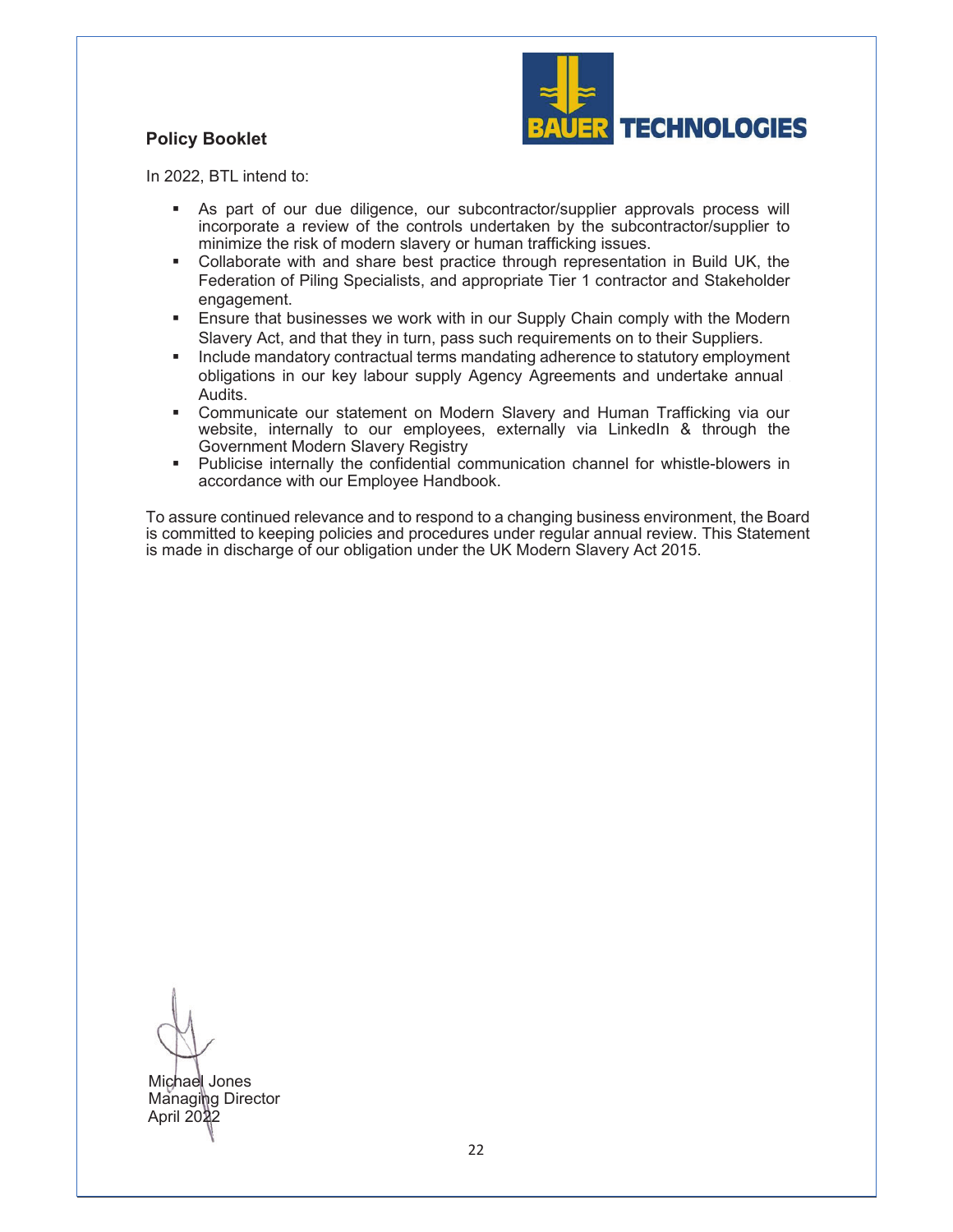**Policy Booklet**

In 2022, BTL intend to:

- As part of our due diligence, our subcontractor/supplier approvals process will incorporate a review of the controls undertaken by the subcontractor/supplier to minimize the risk of modern slavery or human trafficking issues.
- Collaborate with and share best practice through representation in Build UK, the Federation of Piling Specialists, and appropriate Tier 1 contractor and Stakeholder engagement.
- Ensure that businesses we work with in our Supply Chain comply with the Modern Slavery Act, and that they in turn, pass such requirements on to their Suppliers.
- Include mandatory contractual terms mandating adherence to statutory employment obligations in our key labour supply Agency Agreements and undertake annual Audits.
- Communicate our statement on Modern Slavery and Human Trafficking via our website, internally to our employees, externally via LinkedIn & through the Government Modern Slavery Registry
- Publicise internally the confidential communication channel for whistle-blowers in accordance with our Employee Handbook.

To assure continued relevance and to respond to a changing business environment, the Board is committed to keeping policies and procedures under regular annual review. This Statement is made in discharge of our obligation under the UK Modern Slavery Act 2015.

Michael Jones
Managing Director
April 2022